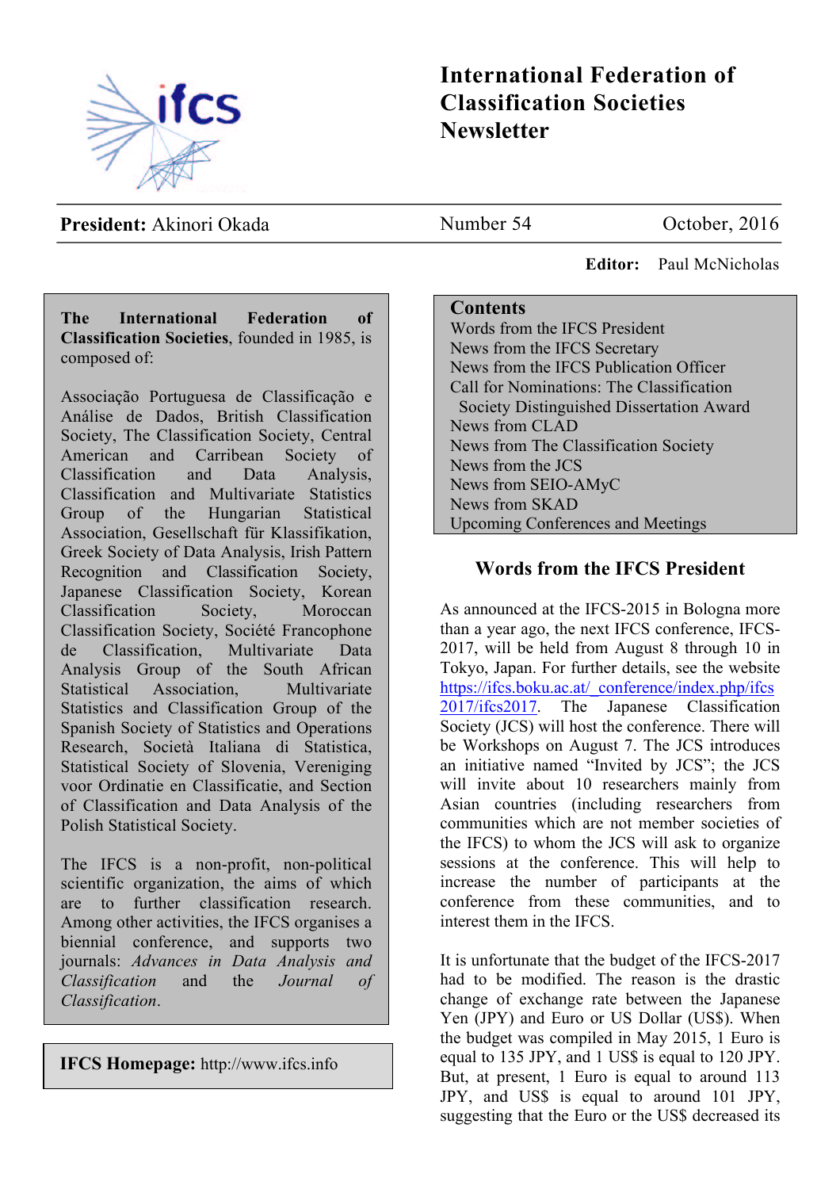# International Federation of Classification Societies Newsletter

**President:** Akinori Okada

Number 54 October, 2016

**Editor:** Paul McNicholas

**The International Federation of Classification Societies**, founded in 1985, is composed of:

Associação Portuguesa de Classificação e Análise de Dados, British Classification Society, The Classification Society, Central American and Carribean Society of Classification and Data Analysis, Classification and Multivariate Statistics Group of the Hungarian Statistical Association, Gesellschaft für Klassifikation, Greek Society of Data Analysis, Irish Pattern Recognition and Classification Society, Japanese Classification Society, Korean Classification Society, Moroccan Classification Society, Société Francophone de Classification, Multivariate Data Analysis Group of the South African Statistical Association, Multivariate Statistics and Classification Group of the Spanish Society of Statistics and Operations Research, Società Italiana di Statistica, Statistical Society of Slovenia, Vereniging voor Ordinatie en Classificatie, and Section of Classification and Data Analysis of the Polish Statistical Society.

The IFCS is a non-profit, non-political scientific organization, the aims of which are to further classification research. Among other activities, the IFCS organises a biennial conference, and supports two journals: *Advances in Data Analysis and Classification* and the *Journal of Classification*.

**IFCS Homepage:** http://www.ifcs.info

## Contents

- Words from the IFCS President
- News from the IFCS Secretary
- News from the IFCS Publication Officer
- Call for Nominations: The Classification Society Distinguished Dissertation Award
- News from CLAD
- News from The Classification Society
- News from the JCS
- News from SEIO-AMyC
- News from SKAD
- Upcoming Conferences and Meetings

## Words from the IFCS President

As announced at the IFCS-2015 in Bologna more than a year ago, the next IFCS conference, IFCS-2017, will be held from August 8 through 10 in Tokyo, Japan. For further details, see the website https://ifcs.boku.ac.at/_conference/index.php/ifcs2017/ifcs2017. The Japanese Classification Society (JCS) will host the conference. There will be Workshops on August 7. The JCS introduces an initiative named "Invited by JCS"; the JCS will invite about 10 researchers mainly from Asian countries (including researchers from communities which are not member societies of the IFCS) to whom the JCS will ask to organize sessions at the conference. This will help to increase the number of participants at the conference from these communities, and to interest them in the IFCS.

It is unfortunate that the budget of the IFCS-2017 had to be modified. The reason is the drastic change of exchange rate between the Japanese Yen (JPY) and Euro or US Dollar (US$). When the budget was compiled in May 2015, 1 Euro is equal to 135 JPY, and 1 US$ is equal to 120 JPY. But, at present, 1 Euro is equal to around 113 JPY, and US$ is equal to around 101 JPY, suggesting that the Euro or the US$ decreased its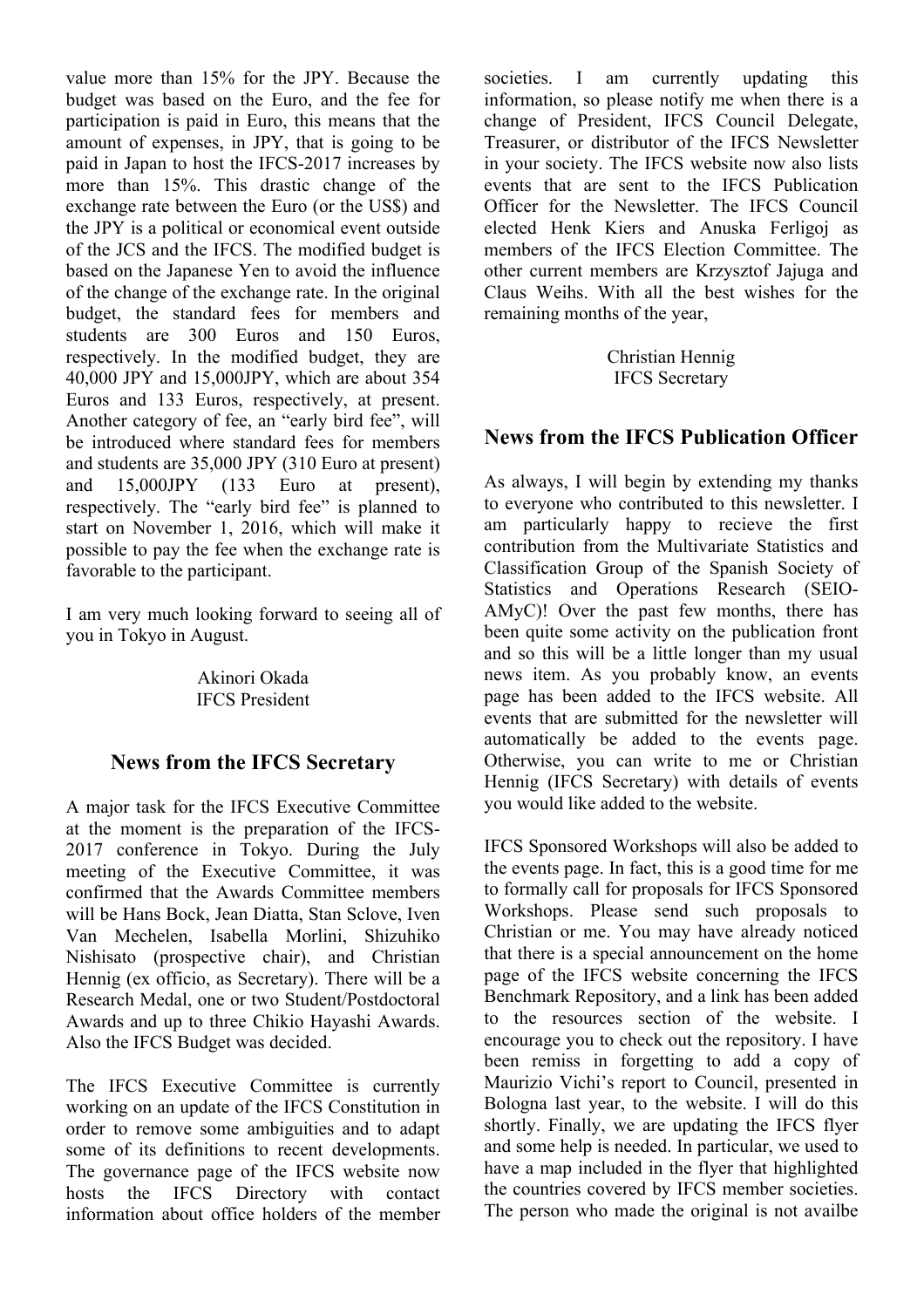value more than 15% for the JPY. Because the budget was based on the Euro, and the fee for participation is paid in Euro, this means that the amount of expenses, in JPY, that is going to be paid in Japan to host the IFCS-2017 increases by more than 15%. This drastic change of the exchange rate between the Euro (or the US$) and the JPY is a political or economical event outside of the JCS and the IFCS. The modified budget is based on the Japanese Yen to avoid the influence of the change of the exchange rate. In the original budget, the standard fees for members and students are 300 Euros and 150 Euros, respectively. In the modified budget, they are 40,000 JPY and 15,000JPY, which are about 354 Euros and 133 Euros, respectively, at present. Another category of fee, an "early bird fee", will be introduced where standard fees for members and students are 35,000 JPY (310 Euro at present) and 15,000JPY (133 Euro at present), respectively. The "early bird fee" is planned to start on November 1, 2016, which will make it possible to pay the fee when the exchange rate is favorable to the participant.

I am very much looking forward to seeing all of you in Tokyo in August.

Akinori Okada
IFCS President

## News from the IFCS Secretary

A major task for the IFCS Executive Committee at the moment is the preparation of the IFCS-2017 conference in Tokyo. During the July meeting of the Executive Committee, it was confirmed that the Awards Committee members will be Hans Bock, Jean Diatta, Stan Sclove, Iven Van Mechelen, Isabella Morlini, Shizuhiko Nishisato (prospective chair), and Christian Hennig (ex officio, as Secretary). There will be a Research Medal, one or two Student/Postdoctoral Awards and up to three Chikio Hayashi Awards. Also the IFCS Budget was decided.

The IFCS Executive Committee is currently working on an update of the IFCS Constitution in order to remove some ambiguities and to adapt some of its definitions to recent developments. The governance page of the IFCS website now hosts the IFCS Directory with contact information about office holders of the member societies. I am currently updating this information, so please notify me when there is a change of President, IFCS Council Delegate, Treasurer, or distributor of the IFCS Newsletter in your society. The IFCS website now also lists events that are sent to the IFCS Publication Officer for the Newsletter. The IFCS Council elected Henk Kiers and Anuska Ferligoj as members of the IFCS Election Committee. The other current members are Krzysztof Jajuga and Claus Weihs. With all the best wishes for the remaining months of the year,

Christian Hennig
IFCS Secretary

## News from the IFCS Publication Officer

As always, I will begin by extending my thanks to everyone who contributed to this newsletter. I am particularly happy to recieve the first contribution from the Multivariate Statistics and Classification Group of the Spanish Society of Statistics and Operations Research (SEIO-AMyC)! Over the past few months, there has been quite some activity on the publication front and so this will be a little longer than my usual news item. As you probably know, an events page has been added to the IFCS website. All events that are submitted for the newsletter will automatically be added to the events page. Otherwise, you can write to me or Christian Hennig (IFCS Secretary) with details of events you would like added to the website.

IFCS Sponsored Workshops will also be added to the events page. In fact, this is a good time for me to formally call for proposals for IFCS Sponsored Workshops. Please send such proposals to Christian or me. You may have already noticed that there is a special announcement on the home page of the IFCS website concerning the IFCS Benchmark Repository, and a link has been added to the resources section of the website. I encourage you to check out the repository. I have been remiss in forgetting to add a copy of Maurizio Vichi's report to Council, presented in Bologna last year, to the website. I will do this shortly. Finally, we are updating the IFCS flyer and some help is needed. In particular, we used to have a map included in the flyer that highlighted the countries covered by IFCS member societies. The person who made the original is not availbe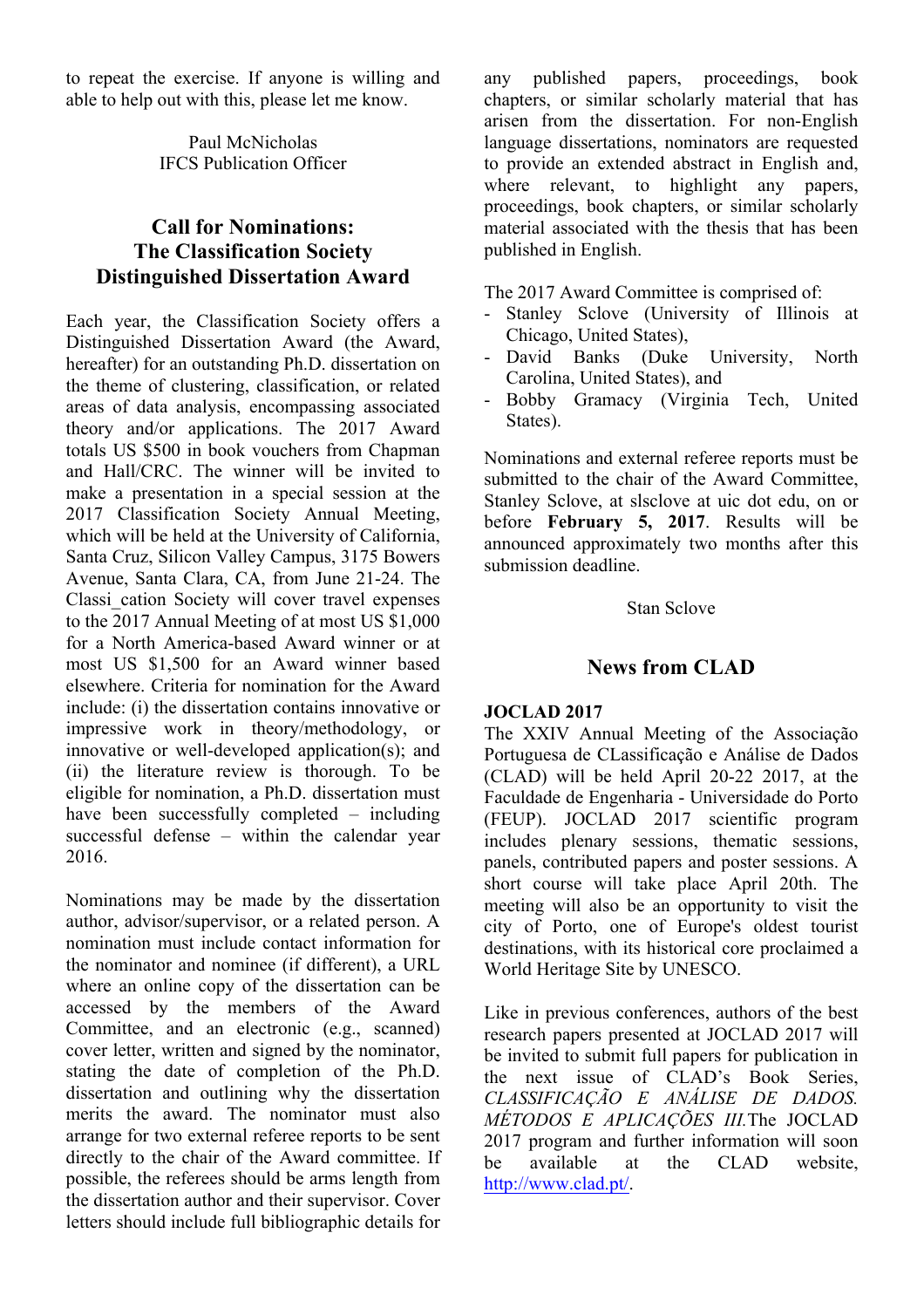to repeat the exercise. If anyone is willing and able to help out with this, please let me know.

Paul McNicholas
IFCS Publication Officer

## Call for Nominations: The Classification Society Distinguished Dissertation Award

Each year, the Classification Society offers a Distinguished Dissertation Award (the Award, hereafter) for an outstanding Ph.D. dissertation on the theme of clustering, classification, or related areas of data analysis, encompassing associated theory and/or applications. The 2017 Award totals US $500 in book vouchers from Chapman and Hall/CRC. The winner will be invited to make a presentation in a special session at the 2017 Classification Society Annual Meeting, which will be held at the University of California, Santa Cruz, Silicon Valley Campus, 3175 Bowers Avenue, Santa Clara, CA, from June 21-24. The Classi_cation Society will cover travel expenses to the 2017 Annual Meeting of at most US $1,000 for a North America-based Award winner or at most US $1,500 for an Award winner based elsewhere. Criteria for nomination for the Award include: (i) the dissertation contains innovative or impressive work in theory/methodology, or innovative or well-developed application(s); and (ii) the literature review is thorough. To be eligible for nomination, a Ph.D. dissertation must have been successfully completed – including successful defense – within the calendar year 2016.

Nominations may be made by the dissertation author, advisor/supervisor, or a related person. A nomination must include contact information for the nominator and nominee (if different), a URL where an online copy of the dissertation can be accessed by the members of the Award Committee, and an electronic (e.g., scanned) cover letter, written and signed by the nominator, stating the date of completion of the Ph.D. dissertation and outlining why the dissertation merits the award. The nominator must also arrange for two external referee reports to be sent directly to the chair of the Award committee. If possible, the referees should be arms length from the dissertation author and their supervisor. Cover letters should include full bibliographic details for any published papers, proceedings, book chapters, or similar scholarly material that has arisen from the dissertation. For non-English language dissertations, nominators are requested to provide an extended abstract in English and, where relevant, to highlight any papers, proceedings, book chapters, or similar scholarly material associated with the thesis that has been published in English.

The 2017 Award Committee is comprised of:

- Stanley Sclove (University of Illinois at Chicago, United States),
- David Banks (Duke University, North Carolina, United States), and
- Bobby Gramacy (Virginia Tech, United States).

Nominations and external referee reports must be submitted to the chair of the Award Committee, Stanley Sclove, at slsclove at uic dot edu, on or before **February 5, 2017**. Results will be announced approximately two months after this submission deadline.

Stan Sclove

## News from CLAD

**JOCLAD 2017**
The XXIV Annual Meeting of the Associação Portuguesa de CLassificação e Análise de Dados (CLAD) will be held April 20-22 2017, at the Faculdade de Engenharia - Universidade do Porto (FEUP). JOCLAD 2017 scientific program includes plenary sessions, thematic sessions, panels, contributed papers and poster sessions. A short course will take place April 20th. The meeting will also be an opportunity to visit the city of Porto, one of Europe's oldest tourist destinations, with its historical core proclaimed a World Heritage Site by UNESCO.

Like in previous conferences, authors of the best research papers presented at JOCLAD 2017 will be invited to submit full papers for publication in the next issue of CLAD's Book Series, *CLASSIFICAÇÃO E ANÁLISE DE DADOS. MÉTODOS E APLICAÇÕES III.* The JOCLAD 2017 program and further information will soon be available at the CLAD website, http://www.clad.pt/.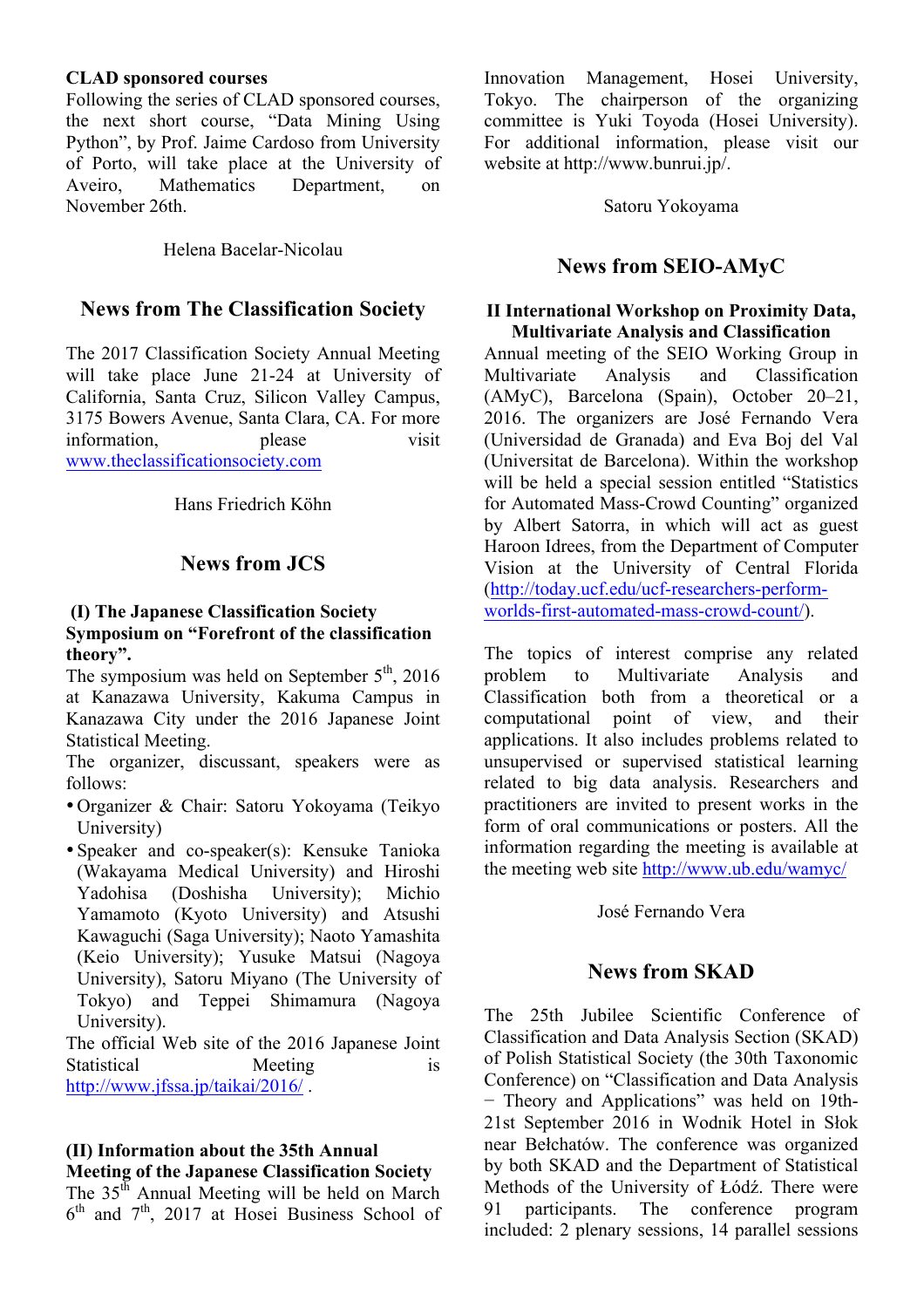**CLAD sponsored courses**

Following the series of CLAD sponsored courses, the next short course, "Data Mining Using Python", by Prof. Jaime Cardoso from University of Porto, will take place at the University of Aveiro, Mathematics Department, on November 26th.

Helena Bacelar-Nicolau

## News from The Classification Society

The 2017 Classification Society Annual Meeting will take place June 21-24 at University of California, Santa Cruz, Silicon Valley Campus, 3175 Bowers Avenue, Santa Clara, CA. For more information, please visit www.theclassificationsociety.com

Hans Friedrich Köhn

## News from JCS

**(I) The Japanese Classification Society Symposium on "Forefront of the classification theory".**

The symposium was held on September 5th, 2016 at Kanazawa University, Kakuma Campus in Kanazawa City under the 2016 Japanese Joint Statistical Meeting.

The organizer, discussant, speakers were as follows:

- Organizer & Chair: Satoru Yokoyama (Teikyo University)
- Speaker and co-speaker(s): Kensuke Tanioka (Wakayama Medical University) and Hiroshi Yadohisa (Doshisha University); Michio Yamamoto (Kyoto University) and Atsushi Kawaguchi (Saga University); Naoto Yamashita (Keio University); Yusuke Matsui (Nagoya University), Satoru Miyano (The University of Tokyo) and Teppei Shimamura (Nagoya University).

The official Web site of the 2016 Japanese Joint Statistical Meeting is http://www.jfssa.jp/taikai/2016/ .

**(II) Information about the 35th Annual Meeting of the Japanese Classification Society**

The 35th Annual Meeting will be held on March 6th and 7th, 2017 at Hosei Business School of Innovation Management, Hosei University, Tokyo. The chairperson of the organizing committee is Yuki Toyoda (Hosei University). For additional information, please visit our website at http://www.bunrui.jp/.

Satoru Yokoyama

## News from SEIO-AMyC

**II International Workshop on Proximity Data, Multivariate Analysis and Classification**

Annual meeting of the SEIO Working Group in Multivariate Analysis and Classification (AMyC), Barcelona (Spain), October 20–21, 2016. The organizers are José Fernando Vera (Universidad de Granada) and Eva Boj del Val (Universitat de Barcelona). Within the workshop will be held a special session entitled "Statistics for Automated Mass-Crowd Counting" organized by Albert Satorra, in which will act as guest Haroon Idrees, from the Department of Computer Vision at the University of Central Florida (http://today.ucf.edu/ucf-researchers-perform-worlds-first-automated-mass-crowd-count/).

The topics of interest comprise any related problem to Multivariate Analysis and Classification both from a theoretical or a computational point of view, and their applications. It also includes problems related to unsupervised or supervised statistical learning related to big data analysis. Researchers and practitioners are invited to present works in the form of oral communications or posters. All the information regarding the meeting is available at the meeting web site http://www.ub.edu/wamyc/

José Fernando Vera

## News from SKAD

The 25th Jubilee Scientific Conference of Classification and Data Analysis Section (SKAD) of Polish Statistical Society (the 30th Taxonomic Conference) on "Classification and Data Analysis − Theory and Applications" was held on 19th-21st September 2016 in Wodnik Hotel in Słok near Bełchatów. The conference was organized by both SKAD and the Department of Statistical Methods of the University of Łódź. There were 91 participants. The conference program included: 2 plenary sessions, 14 parallel sessions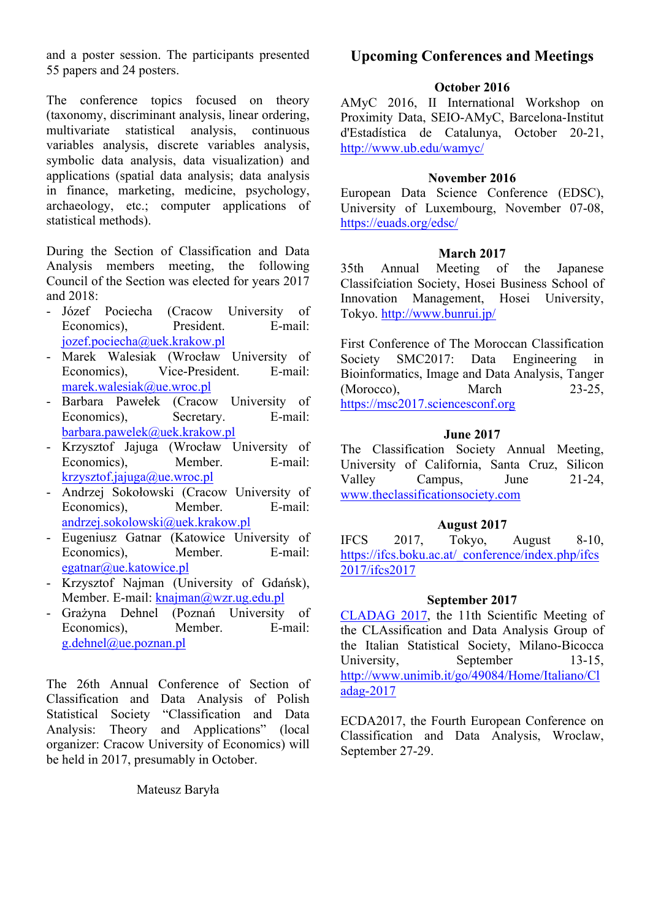and a poster session. The participants presented 55 papers and 24 posters.

The conference topics focused on theory (taxonomy, discriminant analysis, linear ordering, multivariate statistical analysis, continuous variables analysis, discrete variables analysis, symbolic data analysis, data visualization) and applications (spatial data analysis; data analysis in finance, marketing, medicine, psychology, archaeology, etc.; computer applications of statistical methods).

During the Section of Classification and Data Analysis members meeting, the following Council of the Section was elected for years 2017 and 2018:

- Józef Pociecha (Cracow University of Economics), President. E-mail: jozef.pociecha@uek.krakow.pl
- Marek Walesiak (Wrocław University of Economics), Vice-President. E-mail: marek.walesiak@ue.wroc.pl
- Barbara Pawełek (Cracow University of Economics), Secretary. E-mail: barbara.pawelek@uek.krakow.pl
- Krzysztof Jajuga (Wrocław University of Economics), Member. E-mail: krzysztof.jajuga@ue.wroc.pl
- Andrzej Sokołowski (Cracow University of Economics), Member. E-mail: andrzej.sokolowski@uek.krakow.pl
- Eugeniusz Gatnar (Katowice University of Economics), Member. E-mail: egatnar@ue.katowice.pl
- Krzysztof Najman (University of Gdańsk), Member. E-mail: knajman@wzr.ug.edu.pl
- Grażyna Dehnel (Poznań University of Economics), Member. E-mail: g.dehnel@ue.poznan.pl

The 26th Annual Conference of Section of Classification and Data Analysis of Polish Statistical Society “Classification and Data Analysis: Theory and Applications” (local organizer: Cracow University of Economics) will be held in 2017, presumably in October.

Mateusz Baryła

## Upcoming Conferences and Meetings

**October 2016**

AMyC 2016, II International Workshop on Proximity Data, SEIO-AMyC, Barcelona-Institut d'Estadística de Catalunya, October 20-21, http://www.ub.edu/wamyc/

**November 2016**

European Data Science Conference (EDSC), University of Luxembourg, November 07-08, https://euads.org/edsc/

**March 2017**

35th Annual Meeting of the Japanese Classifciation Society, Hosei Business School of Innovation Management, Hosei University, Tokyo. http://www.bunrui.jp/

First Conference of The Moroccan Classification Society SMC2017: Data Engineering in Bioinformatics, Image and Data Analysis, Tanger (Morocco), March 23-25, https://msc2017.sciencesconf.org

**June 2017**

The Classification Society Annual Meeting, University of California, Santa Cruz, Silicon Valley Campus, June 21-24, www.theclassificationsociety.com

**August 2017**

IFCS 2017, Tokyo, August 8-10, https://ifcs.boku.ac.at/_conference/index.php/ifcs2017/ifcs2017

**September 2017**

CLADAG 2017, the 11th Scientific Meeting of the CLAssification and Data Analysis Group of the Italian Statistical Society, Milano-Bicocca University, September 13-15, http://www.unimib.it/go/49084/Home/Italiano/Cladag-2017

ECDA2017, the Fourth European Conference on Classification and Data Analysis, Wroclaw, September 27-29.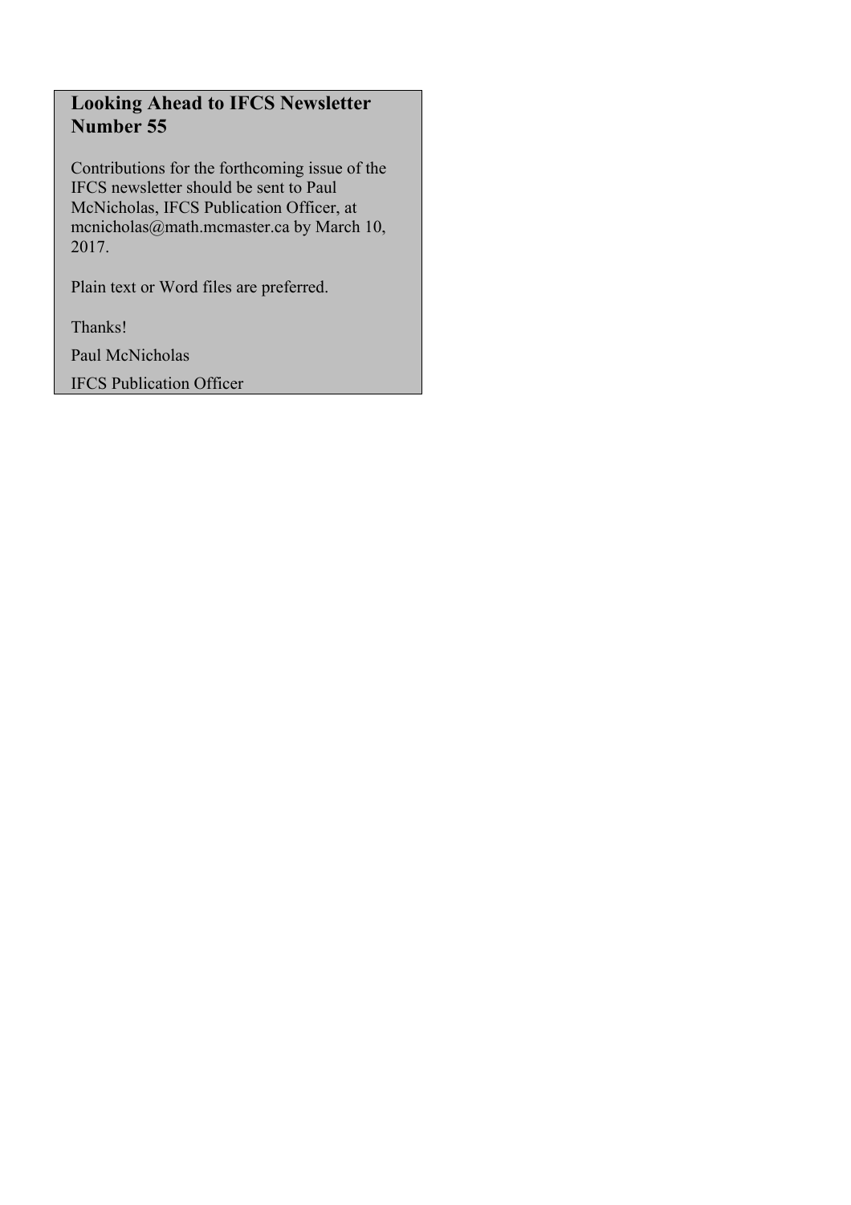## Looking Ahead to IFCS Newsletter Number 55

Contributions for the forthcoming issue of the IFCS newsletter should be sent to Paul McNicholas, IFCS Publication Officer, at mcnicholas@math.mcmaster.ca by March 10, 2017.

Plain text or Word files are preferred.

Thanks!

Paul McNicholas

IFCS Publication Officer